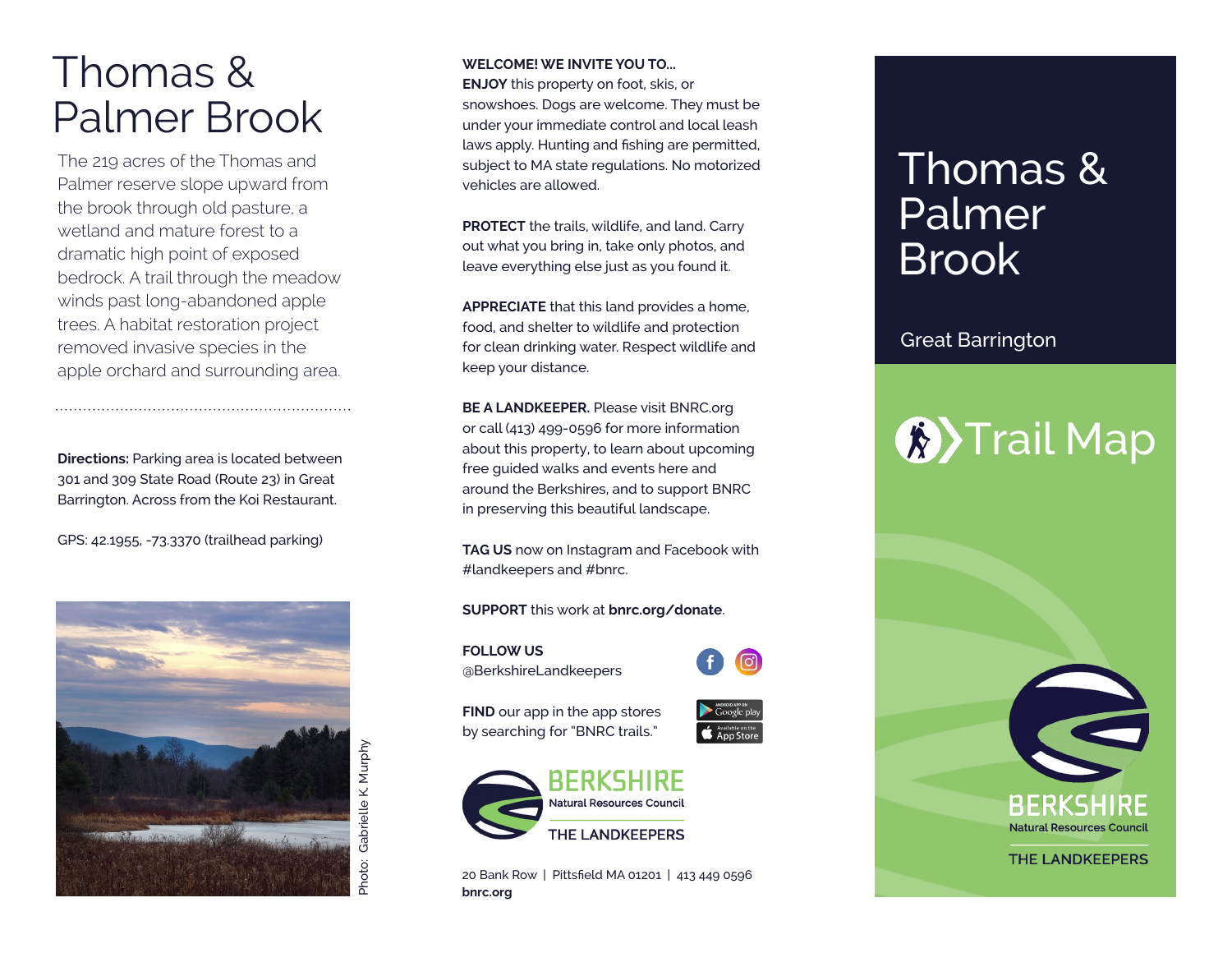# Thomas & Palmer Brook

The 219 acres of the Thomas and Palmer reserve slope upward from the brook through old pasture, a wetland and mature forest to a dramatic high point of exposed bedrock. A trail through the meadow winds past long-abandoned apple trees. A habitat restoration project removed invasive species in the apple orchard and surrounding area.

**Directions:** Parking area is located between 301 and 309 State Road (Route 23) in Great Barrington. Across from the Koi Restaurant.

GPS: 42.1955, -73.3370 (trailhead parking)

Photo: Gabrielle K. Murphy

**WELCOME! WE INVITE YOU TO...**

**ENJOY** this property on foot, skis, or snowshoes. Dogs are welcome. They must be under your immediate control and local leash laws apply. Hunting and fishing are permitted, subject to MA state regulations. No motorized vehicles are allowed.

**PROTECT** the trails, wildlife, and land. Carry out what you bring in, take only photos, and leave everything else just as you found it.

**APPRECIATE** that this land provides a home, food, and shelter to wildlife and protection for clean drinking water. Respect wildlife and keep your distance.

**BE A LANDKEEPER.** Please visit BNRC.org or call (413) 499-0596 for more information about this property, to learn about upcoming free guided walks and events here and around the Berkshires, and to support BNRC in preserving this beautiful landscape.

**TAG US** now on Instagram and Facebook with #landkeepers and #bnrc.

**SUPPORT** this work at **bnrc.org/donate**.

**FOLLOW US**
@BerkshireLandkeepers

**FIND** our app in the app stores by searching for "BNRC trails."

BERKSHIRE
Natural Resources Council
THE LANDKEEPERS

20 Bank Row | Pittsfield MA 01201 | 413 449 0596
**bnrc.org**

# Thomas & Palmer Brook

Great Barrington

## Trail Map

BERKSHIRE
Natural Resources Council
THE LANDKEEPERS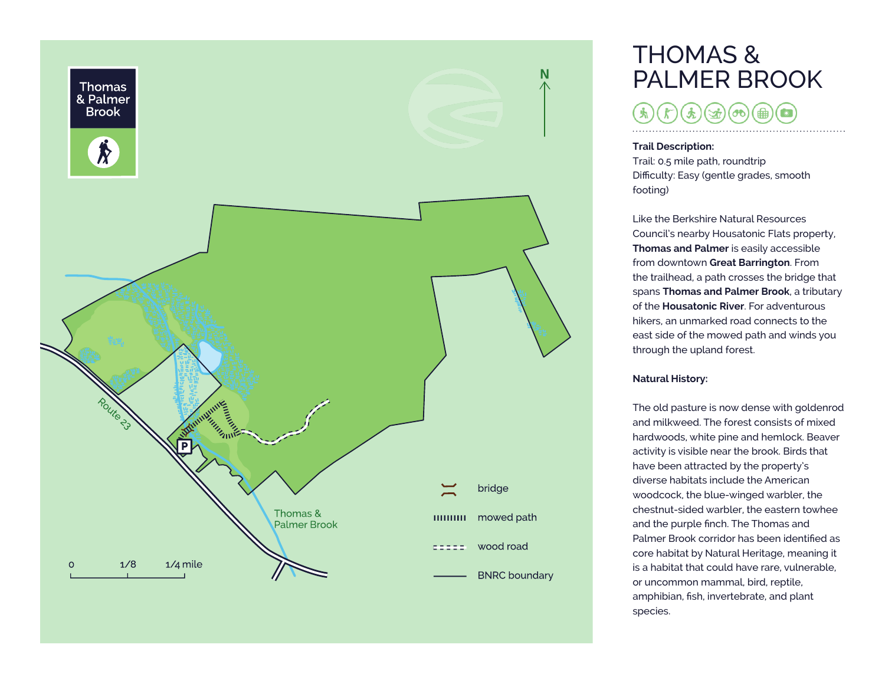Thomas & Palmer Brook

N

Route 23

Thomas & Palmer Brook

0 1/8 1/4 mile

bridge

mowed path

wood road

BNRC boundary

# THOMAS & PALMER BROOK

**Trail Description:**
Trail: 0.5 mile path, roundtrip
Difficulty: Easy (gentle grades, smooth footing)

Like the Berkshire Natural Resources Council's nearby Housatonic Flats property, **Thomas and Palmer** is easily accessible from downtown **Great Barrington**. From the trailhead, a path crosses the bridge that spans **Thomas and Palmer Brook**, a tributary of the **Housatonic River**. For adventurous hikers, an unmarked road connects to the east side of the mowed path and winds you through the upland forest.

**Natural History:**

The old pasture is now dense with goldenrod and milkweed. The forest consists of mixed hardwoods, white pine and hemlock. Beaver activity is visible near the brook. Birds that have been attracted by the property's diverse habitats include the American woodcock, the blue-winged warbler, the chestnut-sided warbler, the eastern towhee and the purple finch. The Thomas and Palmer Brook corridor has been identified as core habitat by Natural Heritage, meaning it is a habitat that could have rare, vulnerable, or uncommon mammal, bird, reptile, amphibian, fish, invertebrate, and plant species.